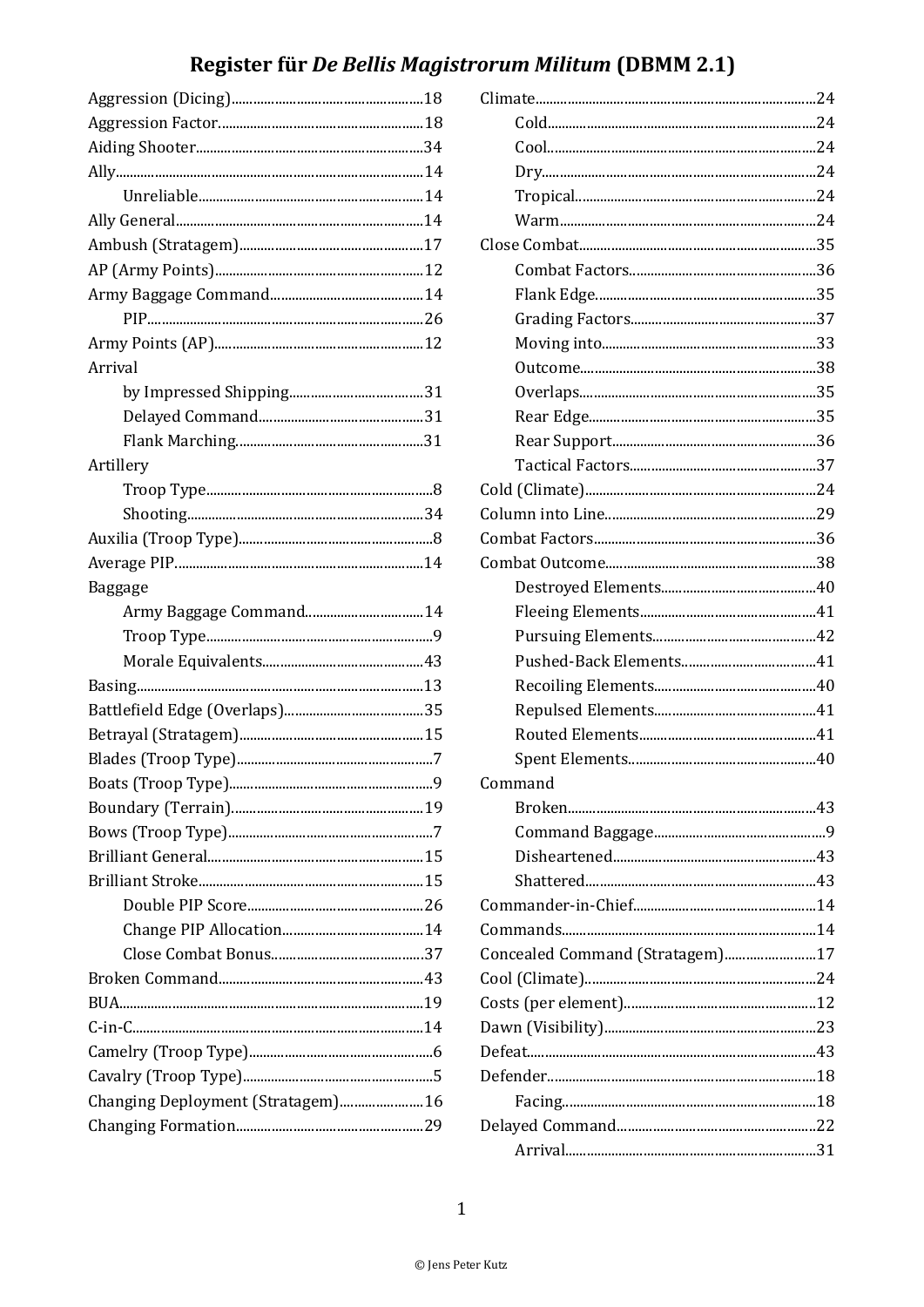# Register für *De Bellis Magistrorum Militum* (DBMM 2.1)

- Aggression (Dicing)....18
- Aggression Factor....18
- Aiding Shooter....34
- Ally....14
  - Unreliable....14
- Ally General....14
- Ambush (Stratagem)....17
- AP (Army Points)....12
- Army Baggage Command....14
  - PIP....26
- Army Points (AP)....12
- Arrival
  - by Impressed Shipping....31
  - Delayed Command....31
  - Flank Marching....31
- Artillery
  - Troop Type....8
  - Shooting....34
- Auxilia (Troop Type)....8
- Average PIP....14
- Baggage
  - Army Baggage Command....14
  - Troop Type....9
  - Morale Equivalents....43
- Basing....13
- Battlefield Edge (Overlaps)....35
- Betrayal (Stratagem)....15
- Blades (Troop Type)....7
- Boats (Troop Type)....9
- Boundary (Terrain)....19
- Bows (Troop Type)....7
- Brilliant General....15
- Brilliant Stroke....15
  - Double PIP Score....26
  - Change PIP Allocation....14
  - Close Combat Bonus....37
- Broken Command....43
- BUA....19
- C-in-C....14
- Camelry (Troop Type)....6
- Cavalry (Troop Type)....5
- Changing Deployment (Stratagem)....16
- Changing Formation....29
- Climate....24
  - Cold....24
  - Cool....24
  - Dry....24
  - Tropical....24
  - Warm....24
- Close Combat....35
  - Combat Factors....36
  - Flank Edge....35
  - Grading Factors....37
  - Moving into....33
  - Outcome....38
  - Overlaps....35
  - Rear Edge....35
  - Rear Support....36
  - Tactical Factors....37
- Cold (Climate)....24
- Column into Line....29
- Combat Factors....36
- Combat Outcome....38
  - Destroyed Elements....40
  - Fleeing Elements....41
  - Pursuing Elements....42
  - Pushed-Back Elements....41
  - Recoiling Elements....40
  - Repulsed Elements....41
  - Routed Elements....41
  - Spent Elements....40
- Command
  - Broken....43
  - Command Baggage....9
  - Disheartened....43
  - Shattered....43
- Commander-in-Chief....14
- Commands....14
- Concealed Command (Stratagem)....17
- Cool (Climate)....24
- Costs (per element)....12
- Dawn (Visibility)....23
- Defeat....43
- Defender....18
  - Facing....18
- Delayed Command....22
  - Arrival....31

© Jens Peter Kutz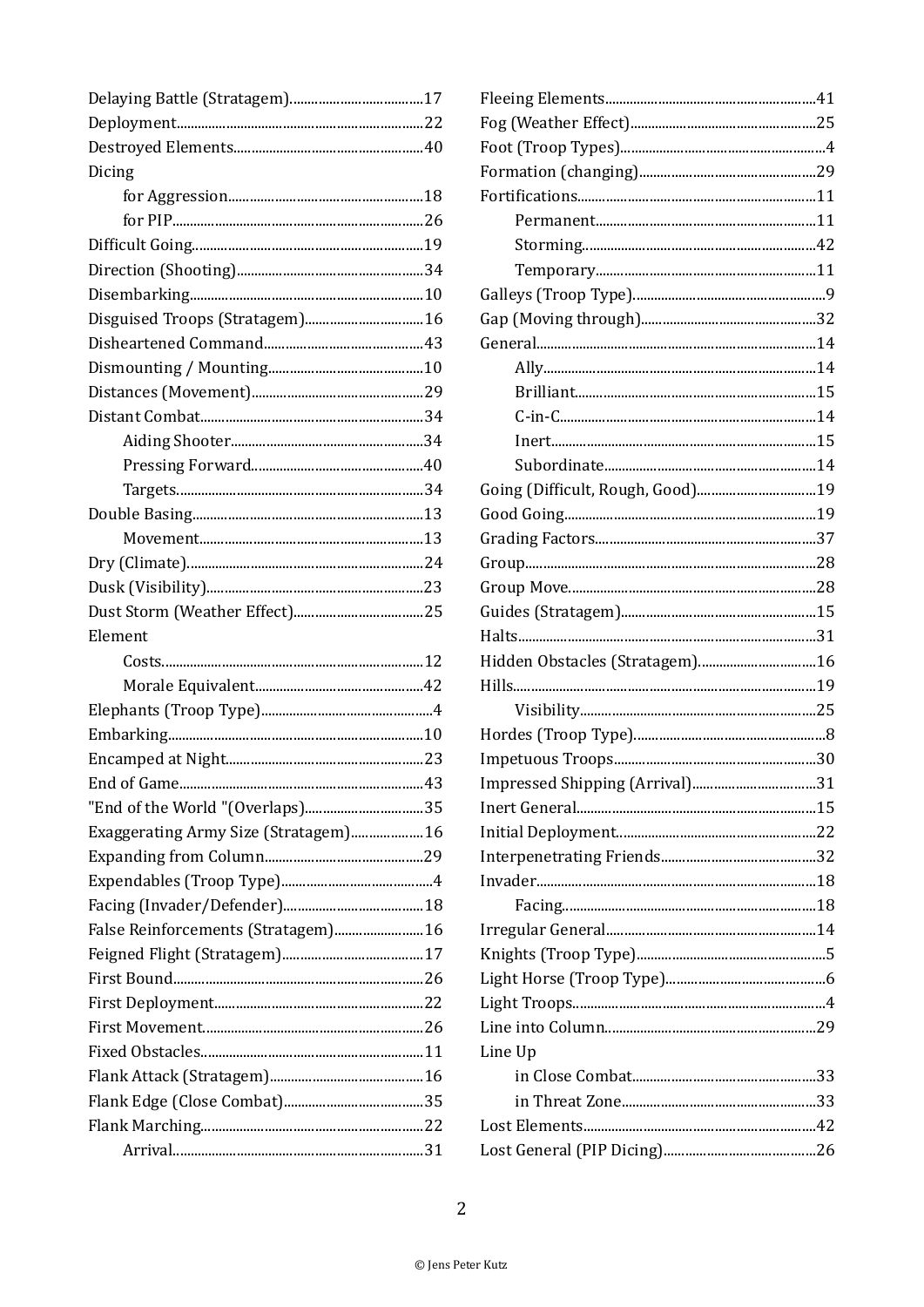Delaying Battle (Stratagem)....................................17
Deployment....................................................................22
Destroyed Elements....................................................40
Dicing
- for Aggression......................................................18
- for PIP.....................................................................26

Difficult Going...............................................................19
Direction (Shooting)...................................................34
Disembarking................................................................10
Disguised Troops (Stratagem)................................16
Disheartened Command...........................................43
Dismounting / Mounting...........................................10
Distances (Movement)...............................................29
Distant Combat.............................................................34
- Aiding Shooter....................................................34
- Pressing Forward...............................................40
- Targets..................................................................34

Double Basing...............................................................13
- Movement.............................................................13

Dry (Climate).................................................................24
Dusk (Visibility)............................................................23
Dust Storm (Weather Effect)...................................25
Element
- Costs.......................................................................12
- Morale Equivalent..............................................42

Elephants (Troop Type)...............................................4
Embarking......................................................................10
Encamped at Night......................................................23
End of Game...................................................................43
"End of the World "(Overlaps)................................35
Exaggerating Army Size (Stratagem)....................16
Expanding from Column...........................................29
Expendables (Troop Type).........................................4
Facing (Invader/Defender)......................................18
False Reinforcements (Stratagem).........................16
Feigned Flight (Stratagem)......................................17
First Bound....................................................................26
First Deployment.........................................................22
First Movement.............................................................26
Fixed Obstacles.............................................................11
Flank Attack (Stratagem)..........................................16
Flank Edge (Close Combat)......................................35
Flank Marching.............................................................22
- Arrival.....................................................................31

Fleeing Elements..........................................................41
Fog (Weather Effect)..................................................25
Foot (Troop Types)........................................................4
Formation (changing)................................................29
Fortifications.................................................................11
- Permanent............................................................11
- Storming................................................................42
- Temporary............................................................11

Galleys (Troop Type)....................................................9
Gap (Moving through)................................................32
General............................................................................14
- Ally..........................................................................14
- Brilliant.................................................................15
- C-in-C.....................................................................14
- Inert........................................................................15
- Subordinate..........................................................14

Going (Difficult, Rough, Good)................................19
Good Going.....................................................................19
Grading Factors............................................................37
Group...............................................................................28
Group Move...................................................................28
Guides (Stratagem).....................................................15
Halts.................................................................................31
Hidden Obstacles (Stratagem)................................16
Hills..................................................................................19
- Visibility.................................................................25

Hordes (Troop Type)....................................................8
Impetuous Troops.......................................................30
Impressed Shipping (Arrival).................................31
Inert General.................................................................15
Initial Deployment......................................................22
Interpenetrating Friends..........................................32
Invader............................................................................18
- Facing.....................................................................18

Irregular General.........................................................14
Knights (Troop Type)....................................................5
Light Horse (Troop Type)...........................................6
Light Troops.....................................................................4
Line into Column..........................................................29
Line Up
- in Close Combat..................................................33
- in Threat Zone.....................................................33

Lost Elements................................................................42
Lost General (PIP Dicing)..........................................26

© Jens Peter Kutz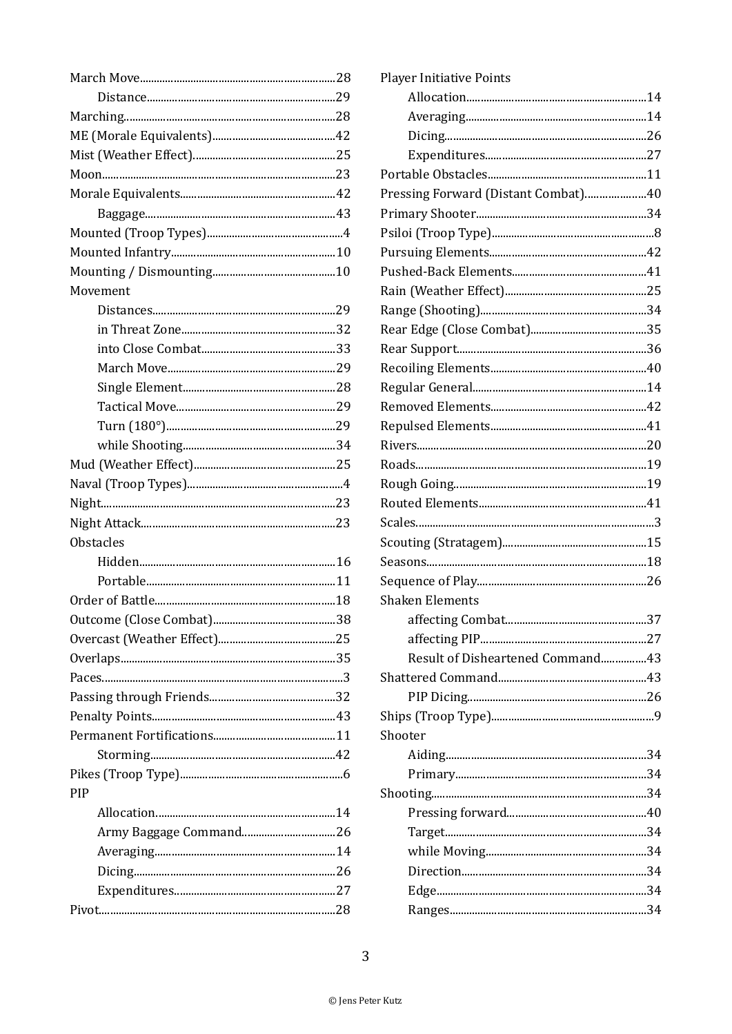March Move....28
  Distance....29
Marching....28
ME (Morale Equivalents)....42
Mist (Weather Effect)....25
Moon....23
Morale Equivalents....42
  Baggage....43
Mounted (Troop Types)....4
Mounted Infantry....10
Mounting / Dismounting....10
Movement
  Distances....29
  in Threat Zone....32
  into Close Combat....33
  March Move....29
  Single Element....28
  Tactical Move....29
  Turn (180°)....29
  while Shooting....34
Mud (Weather Effect)....25
Naval (Troop Types)....4
Night....23
Night Attack....23
Obstacles
  Hidden....16
  Portable....11
Order of Battle....18
Outcome (Close Combat)....38
Overcast (Weather Effect)....25
Overlaps....35
Paces....3
Passing through Friends....32
Penalty Points....43
Permanent Fortifications....11
  Storming....42
Pikes (Troop Type)....6
PIP
  Allocation....14
  Army Baggage Command....26
  Averaging....14
  Dicing....26
  Expenditures....27
Pivot....28

Player Initiative Points
  Allocation....14
  Averaging....14
  Dicing....26
  Expenditures....27
Portable Obstacles....11
Pressing Forward (Distant Combat)....40
Primary Shooter....34
Psiloi (Troop Type)....8
Pursuing Elements....42
Pushed-Back Elements....41
Rain (Weather Effect)....25
Range (Shooting)....34
Rear Edge (Close Combat)....35
Rear Support....36
Recoiling Elements....40
Regular General....14
Removed Elements....42
Repulsed Elements....41
Rivers....20
Roads....19
Rough Going....19
Routed Elements....41
Scales....3
Scouting (Stratagem)....15
Seasons....18
Sequence of Play....26
Shaken Elements
  affecting Combat....37
  affecting PIP....27
  Result of Disheartened Command....43
Shattered Command....43
  PIP Dicing....26
Ships (Troop Type)....9
Shooter
  Aiding....34
  Primary....34
Shooting....34
  Pressing forward....40
  Target....34
  while Moving....34
  Direction....34
  Edge....34
  Ranges....34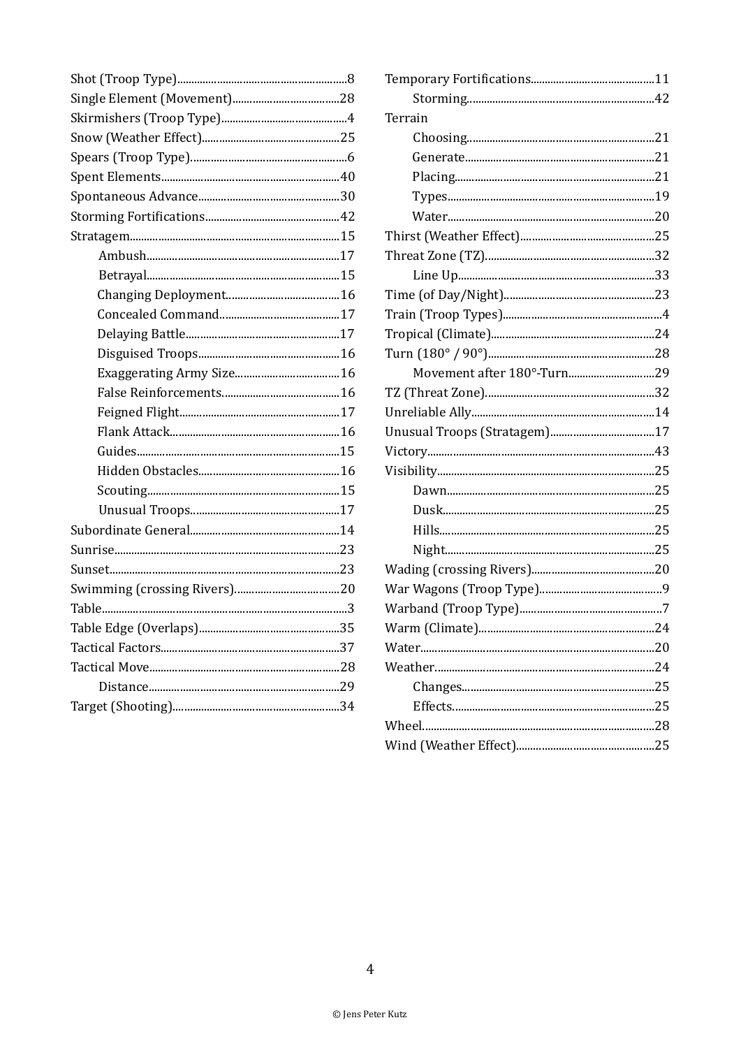Shot (Troop Type)....................................................8
Single Element (Movement)..............................28
Skirmishers (Troop Type)..................................4
Snow (Weather Effect)......................................25
Spears (Troop Type)...........................................6
Spent Elements.....................................................40
Spontaneous Advance.......................................30
Storming Fortifications.....................................42
Stratagem.............................................................15
    Ambush.........................................................17
    Betrayal........................................................15
    Changing Deployment...............................16
    Concealed Command..................................17
    Delaying Battle...........................................17
    Disguised Troops........................................16
    Exaggerating Army Size............................16
    False Reinforcements.................................16
    Feigned Flight..............................................17
    Flank Attack.................................................16
    Guides............................................................15
    Hidden Obstacles........................................16
    Scouting.........................................................15
    Unusual Troops............................................17
Subordinate General..........................................14
Sunrise...................................................................23
Sunset.....................................................................23
Swimming (crossing Rivers)...........................20
Table..........................................................................3
Table Edge (Overlaps).......................................35
Tactical Factors....................................................37
Tactical Move........................................................28
    Distance.........................................................29
Target (Shooting).................................................34
Temporary Fortifications..................................11
    Storming........................................................42
Terrain
    Choosing.......................................................21
    Generate........................................................21
    Placing...........................................................21
    Types..............................................................19
    Water.............................................................20
Thirst (Weather Effect)......................................25
Threat Zone (TZ)..................................................32
    Line Up..........................................................33
Time (of Day/Night)............................................23
Train (Troop Types)...............................................4
Tropical (Climate)................................................24
Turn (180° / 90°)..................................................28
    Movement after 180°-Turn.......................29
TZ (Threat Zone)...................................................32
Unreliable Ally......................................................14
Unusual Troops (Stratagem).............................17
Victory.....................................................................43
Visibility..................................................................25
    Dawn..............................................................25
    Dusk...............................................................25
    Hills...............................................................25
    Night..............................................................25
Wading (crossing Rivers)...................................20
War Wagons (Troop Type)...................................9
Warband (Troop Type)..........................................7
Warm (Climate).....................................................24
Water.......................................................................20
Weather..................................................................24
    Changes.........................................................25
    Effects............................................................25
Wheel.......................................................................28
Wind (Weather Effect)........................................25

© Jens Peter Kutz